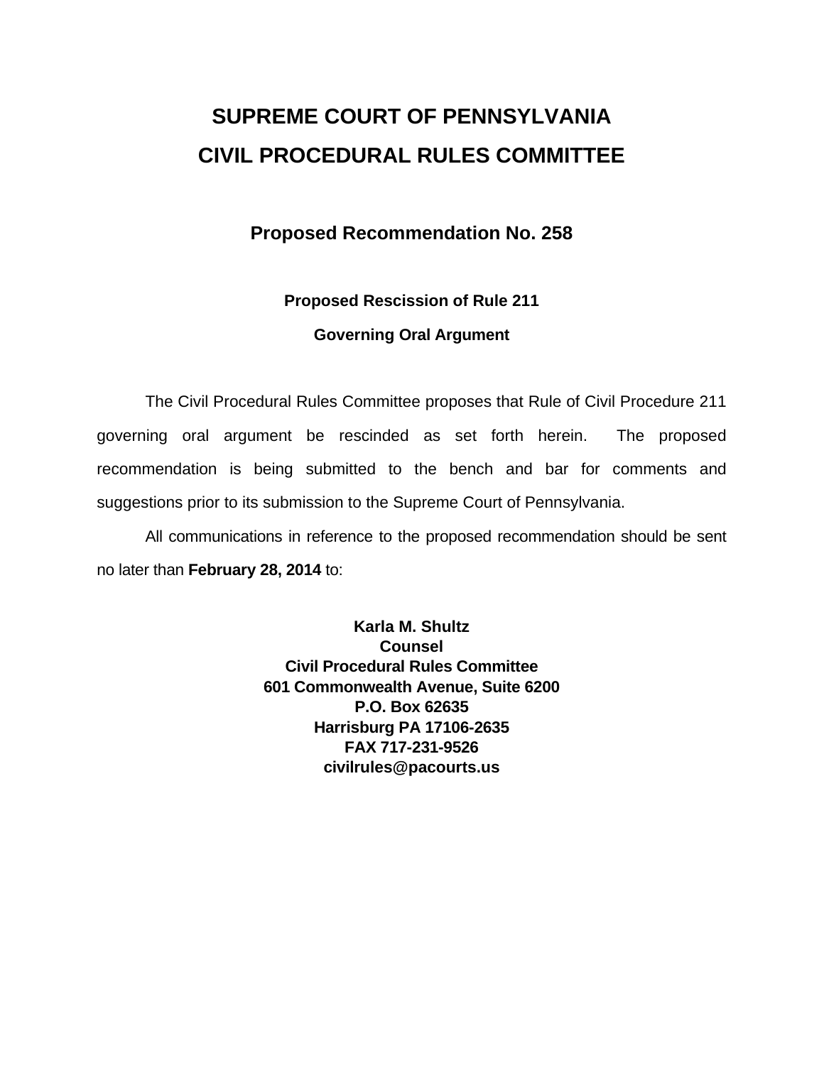# SUPREME COURT OF PENNSYLVANIA
# CIVIL PROCEDURAL RULES COMMITTEE

## Proposed Recommendation No. 258

### Proposed Rescission of Rule 211

### Governing Oral Argument

The Civil Procedural Rules Committee proposes that Rule of Civil Procedure 211 governing oral argument be rescinded as set forth herein. The proposed recommendation is being submitted to the bench and bar for comments and suggestions prior to its submission to the Supreme Court of Pennsylvania.

All communications in reference to the proposed recommendation should be sent no later than **February 28, 2014** to:

**Karla M. Shultz**
**Counsel**
**Civil Procedural Rules Committee**
**601 Commonwealth Avenue, Suite 6200**
**P.O. Box 62635**
**Harrisburg PA 17106-2635**
**FAX 717-231-9526**
**civilrules@pacourts.us**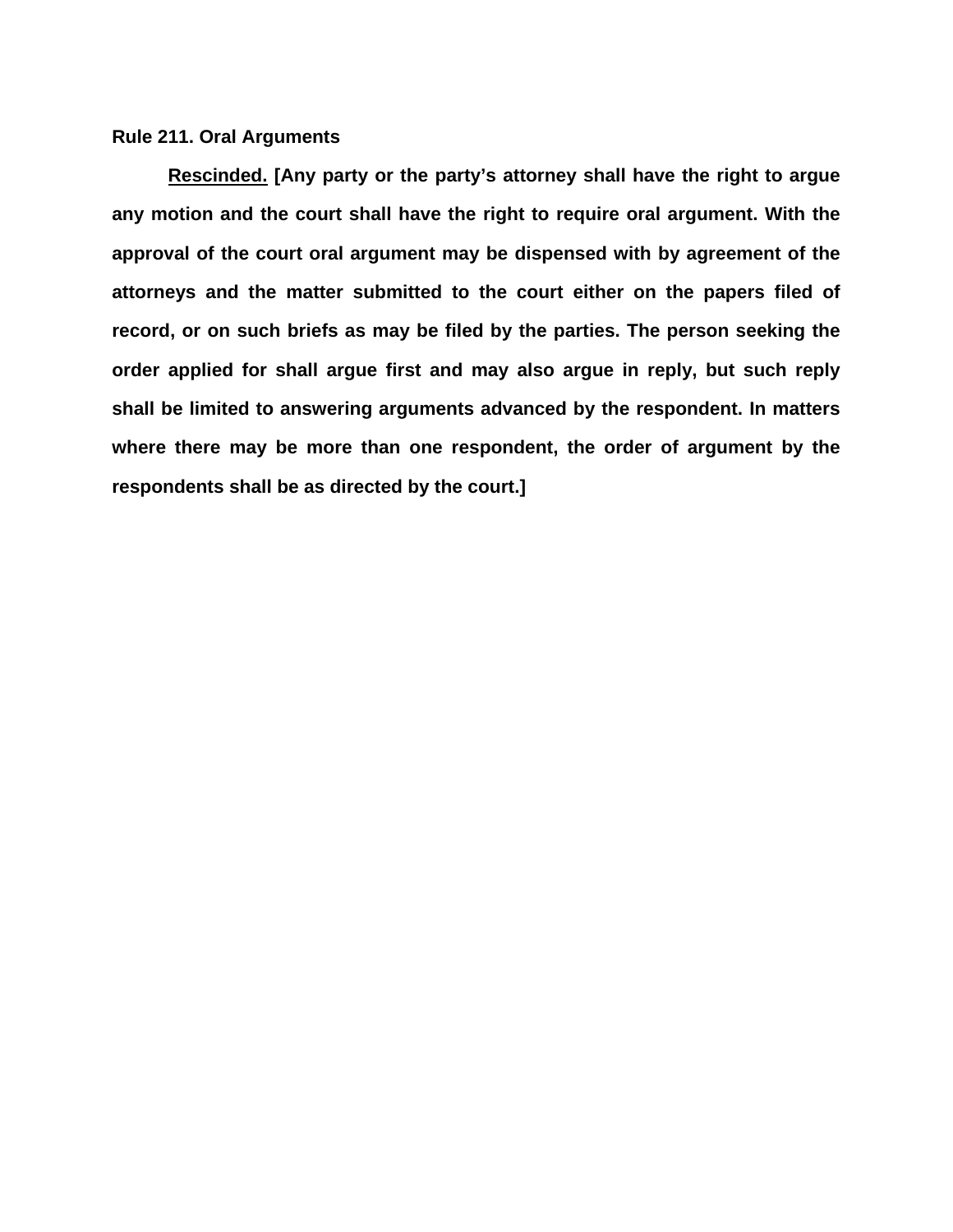**Rule 211. Oral Arguments**

<u>**Rescinded.**</u> **[Any party or the party's attorney shall have the right to argue any motion and the court shall have the right to require oral argument. With the approval of the court oral argument may be dispensed with by agreement of the attorneys and the matter submitted to the court either on the papers filed of record, or on such briefs as may be filed by the parties. The person seeking the order applied for shall argue first and may also argue in reply, but such reply shall be limited to answering arguments advanced by the respondent. In matters where there may be more than one respondent, the order of argument by the respondents shall be as directed by the court.]**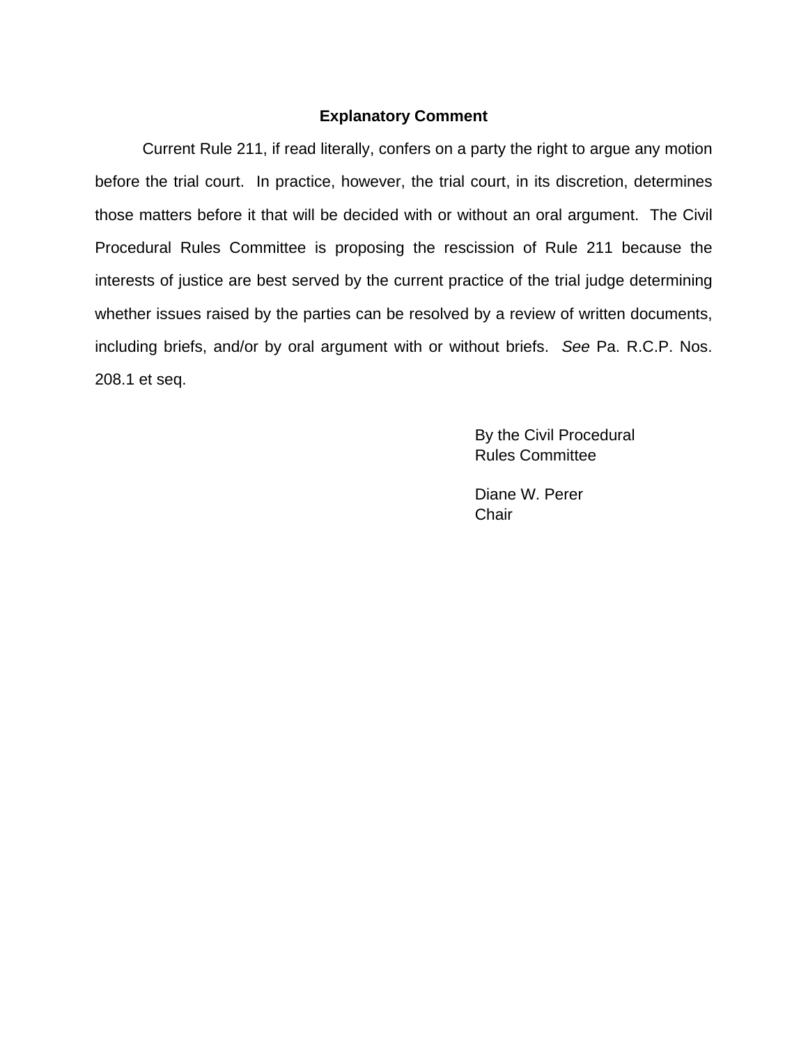## Explanatory Comment

Current Rule 211, if read literally, confers on a party the right to argue any motion before the trial court. In practice, however, the trial court, in its discretion, determines those matters before it that will be decided with or without an oral argument. The Civil Procedural Rules Committee is proposing the rescission of Rule 211 because the interests of justice are best served by the current practice of the trial judge determining whether issues raised by the parties can be resolved by a review of written documents, including briefs, and/or by oral argument with or without briefs. *See* Pa. R.C.P. Nos. 208.1 et seq.

By the Civil Procedural
Rules Committee

Diane W. Perer
Chair